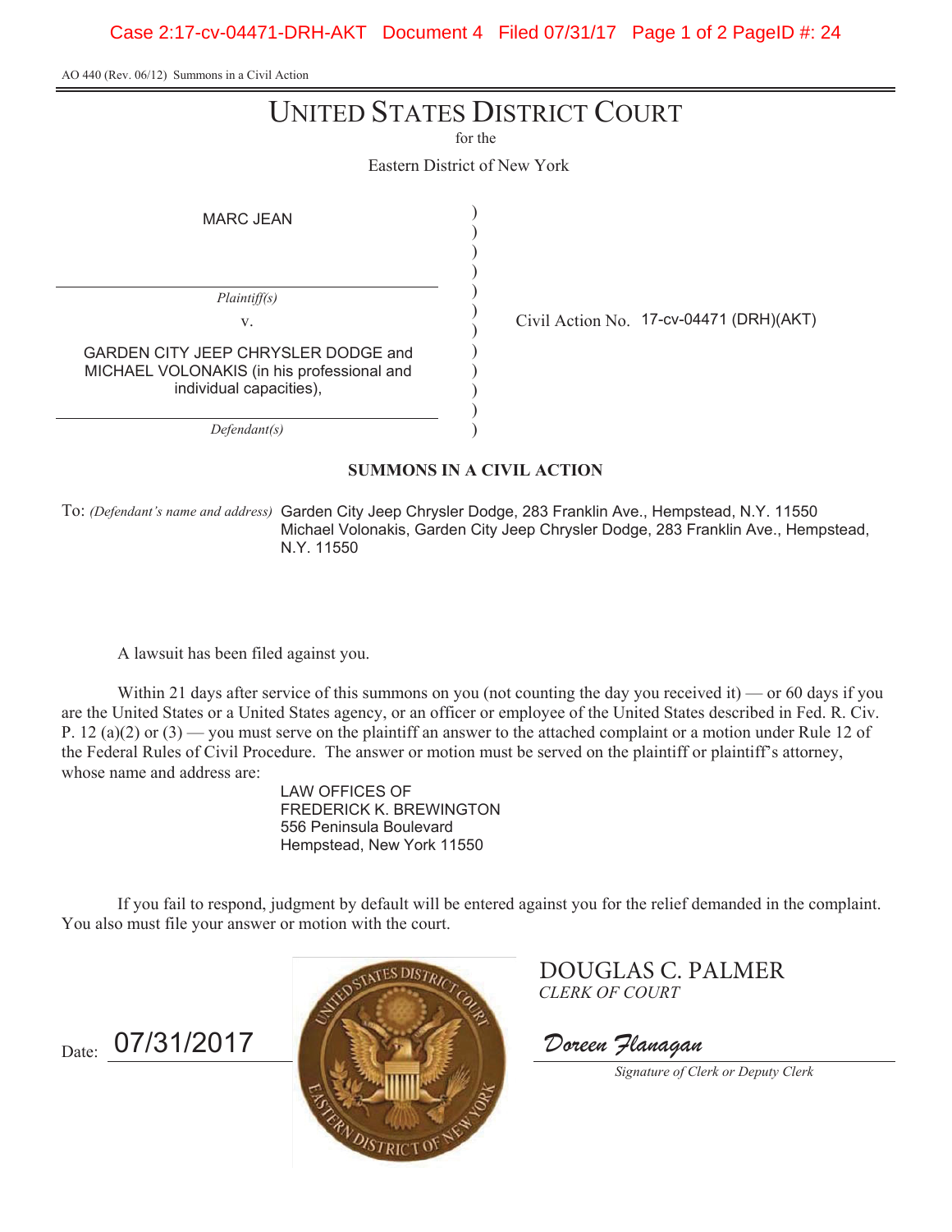AO 440 (Rev. 06/12) Summons in a Civil Action

# UNITED STATES DISTRICT COURT

for the

Eastern District of New York

MARC JEAN

*Plaintiff(s)*

v.

GARDEN CITY JEEP CHRYSLER DODGE and MICHAEL VOLONAKIS (in his professional and individual capacities),

*Defendant(s)*

Civil Action No. 17-cv-04471 (DRH)(AKT)

## SUMMONS IN A CIVIL ACTION

To: *(Defendant's name and address)* Garden City Jeep Chrysler Dodge, 283 Franklin Ave., Hempstead, N.Y. 11550
Michael Volonakis, Garden City Jeep Chrysler Dodge, 283 Franklin Ave., Hempstead, N.Y. 11550

A lawsuit has been filed against you.

Within 21 days after service of this summons on you (not counting the day you received it) — or 60 days if you are the United States or a United States agency, or an officer or employee of the United States described in Fed. R. Civ. P. 12 (a)(2) or (3) — you must serve on the plaintiff an answer to the attached complaint or a motion under Rule 12 of the Federal Rules of Civil Procedure. The answer or motion must be served on the plaintiff or plaintiff's attorney, whose name and address are:

LAW OFFICES OF
FREDERICK K. BREWINGTON
556 Peninsula Boulevard
Hempstead, New York 11550

If you fail to respond, judgment by default will be entered against you for the relief demanded in the complaint. You also must file your answer or motion with the court.

DOUGLAS C. PALMER
*CLERK OF COURT*

Date: 07/31/2017

Doreen Flanagan
*Signature of Clerk or Deputy Clerk*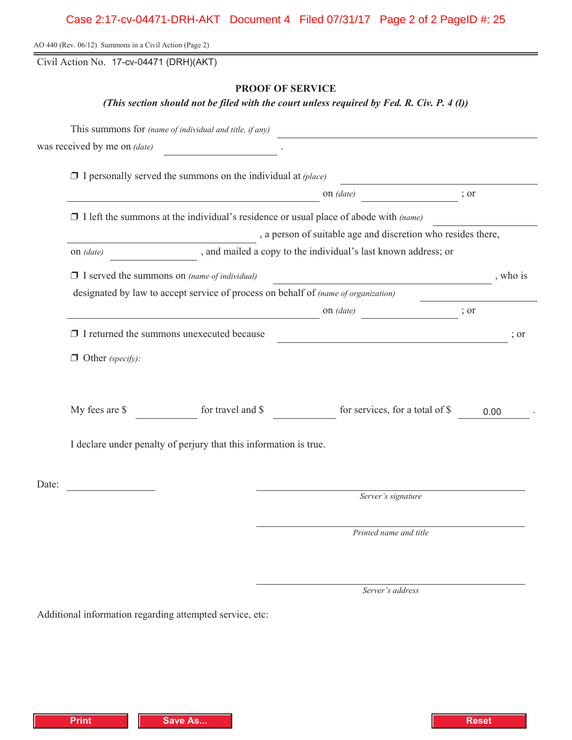AO 440 (Rev. 06/12) Summons in a Civil Action (Page 2)

Civil Action No. 17-cv-04471 (DRH)(AKT)

## PROOF OF SERVICE

***(This section should not be filed with the court unless required by Fed. R. Civ. P. 4 (l))***

This summons for *(name of individual and title, if any)* ______________________________

was received by me on *(date)* ______________ .

❒ I personally served the summons on the individual at *(place)* ______________________________ on *(date)* ______________ ; or

❒ I left the summons at the individual's residence or usual place of abode with *(name)* ______________________________ , a person of suitable age and discretion who resides there, on *(date)* ______________ , and mailed a copy to the individual's last known address; or

❒ I served the summons on *(name of individual)* ______________________________ , who is designated by law to accept service of process on behalf of *(name of organization)* ______________________________ on *(date)* ______________ ; or

❒ I returned the summons unexecuted because ______________________________ ; or

❒ Other *(specify)*:

My fees are $ __________ for travel and $ __________ for services, for a total of $ 0.00 .

I declare under penalty of perjury that this information is true.

Date: ______________

______________________________
*Server's signature*

______________________________
*Printed name and title*

______________________________
*Server's address*

Additional information regarding attempted service, etc:

Print | Save As... | Reset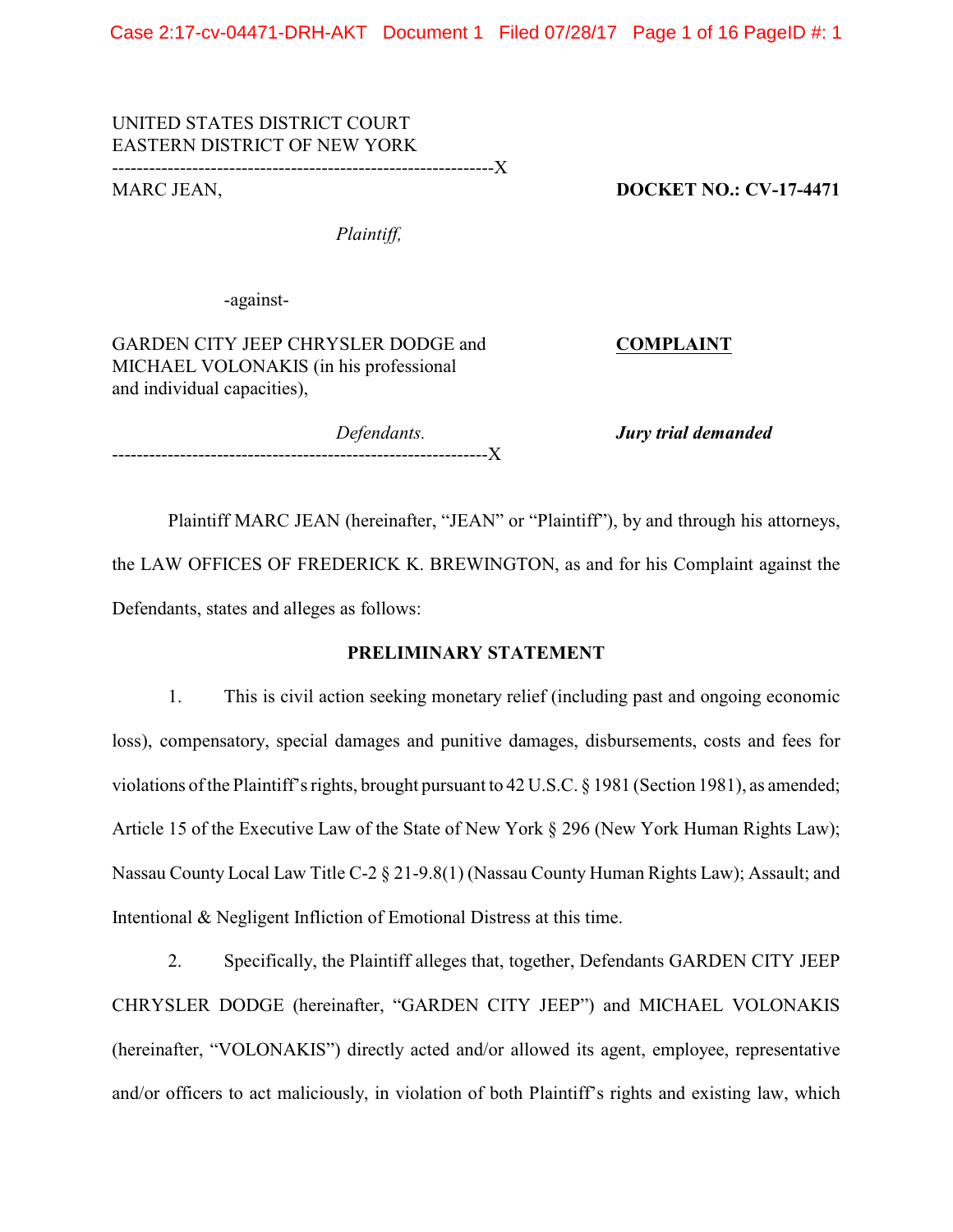UNITED STATES DISTRICT COURT
EASTERN DISTRICT OF NEW YORK

--------------------------------------------------------------X

MARC JEAN,

*Plaintiff,*

-against-

GARDEN CITY JEEP CHRYSLER DODGE and MICHAEL VOLONAKIS (in his professional and individual capacities),

*Defendants.*

--------------------------------------------------------------X

**DOCKET NO.: CV-17-4471**

**COMPLAINT**

***Jury trial demanded***

Plaintiff MARC JEAN (hereinafter, "JEAN" or "Plaintiff"), by and through his attorneys, the LAW OFFICES OF FREDERICK K. BREWINGTON, as and for his Complaint against the Defendants, states and alleges as follows:

**PRELIMINARY STATEMENT**

1. This is civil action seeking monetary relief (including past and ongoing economic loss), compensatory, special damages and punitive damages, disbursements, costs and fees for violations of the Plaintiff's rights, brought pursuant to 42 U.S.C. § 1981 (Section 1981), as amended; Article 15 of the Executive Law of the State of New York § 296 (New York Human Rights Law); Nassau County Local Law Title C-2 § 21-9.8(1) (Nassau County Human Rights Law); Assault; and Intentional & Negligent Infliction of Emotional Distress at this time.

2. Specifically, the Plaintiff alleges that, together, Defendants GARDEN CITY JEEP CHRYSLER DODGE (hereinafter, "GARDEN CITY JEEP") and MICHAEL VOLONAKIS (hereinafter, "VOLONAKIS") directly acted and/or allowed its agent, employee, representative and/or officers to act maliciously, in violation of both Plaintiff's rights and existing law, which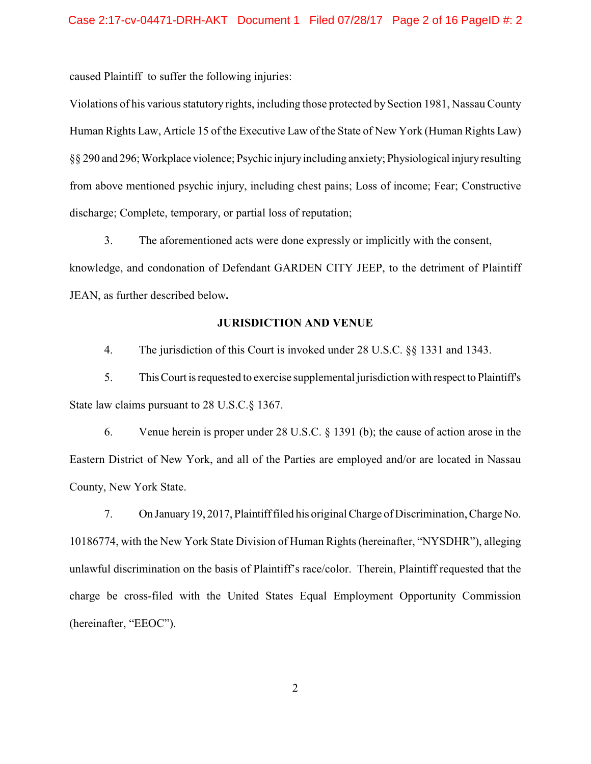caused Plaintiff to suffer the following injuries:

Violations of his various statutory rights, including those protected by Section 1981, Nassau County Human Rights Law, Article 15 of the Executive Law of the State of New York (Human Rights Law) §§ 290 and 296; Workplace violence; Psychic injury including anxiety; Physiological injury resulting from above mentioned psychic injury, including chest pains; Loss of income; Fear; Constructive discharge; Complete, temporary, or partial loss of reputation;

3. The aforementioned acts were done expressly or implicitly with the consent, knowledge, and condonation of Defendant GARDEN CITY JEEP, to the detriment of Plaintiff JEAN, as further described below**.**

## JURISDICTION AND VENUE

4. The jurisdiction of this Court is invoked under 28 U.S.C. §§ 1331 and 1343.

5. This Court is requested to exercise supplemental jurisdiction with respect to Plaintiff's State law claims pursuant to 28 U.S.C.§ 1367.

6. Venue herein is proper under 28 U.S.C. § 1391 (b); the cause of action arose in the Eastern District of New York, and all of the Parties are employed and/or are located in Nassau County, New York State.

7. On January 19, 2017, Plaintiff filed his original Charge of Discrimination, Charge No. 10186774, with the New York State Division of Human Rights (hereinafter, "NYSDHR"), alleging unlawful discrimination on the basis of Plaintiff's race/color. Therein, Plaintiff requested that the charge be cross-filed with the United States Equal Employment Opportunity Commission (hereinafter, "EEOC").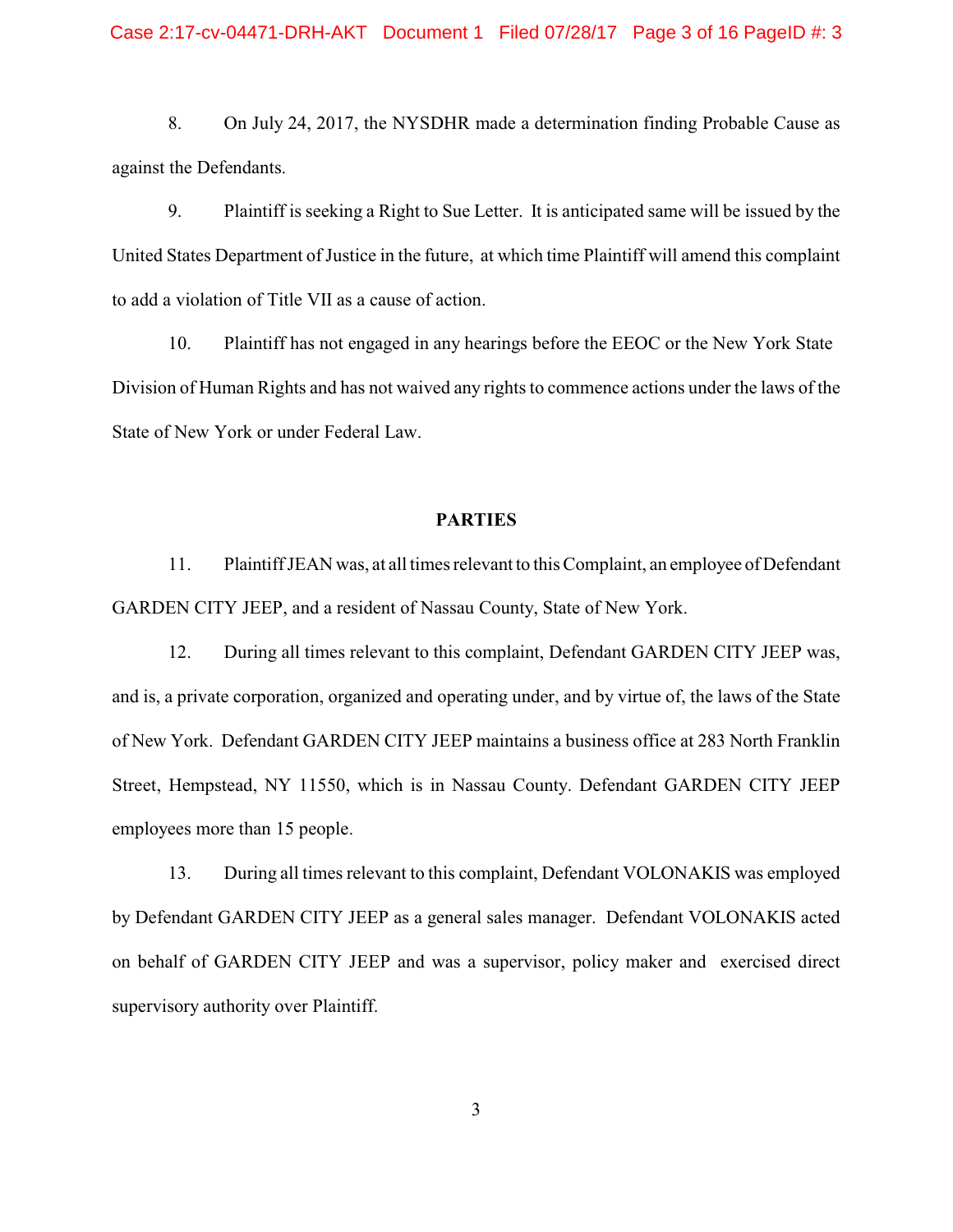8. On July 24, 2017, the NYSDHR made a determination finding Probable Cause as against the Defendants.

9. Plaintiff is seeking a Right to Sue Letter. It is anticipated same will be issued by the United States Department of Justice in the future, at which time Plaintiff will amend this complaint to add a violation of Title VII as a cause of action.

10. Plaintiff has not engaged in any hearings before the EEOC or the New York State Division of Human Rights and has not waived any rights to commence actions under the laws of the State of New York or under Federal Law.

**PARTIES**

11. Plaintiff JEAN was, at all times relevant to this Complaint, an employee of Defendant GARDEN CITY JEEP, and a resident of Nassau County, State of New York.

12. During all times relevant to this complaint, Defendant GARDEN CITY JEEP was, and is, a private corporation, organized and operating under, and by virtue of, the laws of the State of New York. Defendant GARDEN CITY JEEP maintains a business office at 283 North Franklin Street, Hempstead, NY 11550, which is in Nassau County. Defendant GARDEN CITY JEEP employees more than 15 people.

13. During all times relevant to this complaint, Defendant VOLONAKIS was employed by Defendant GARDEN CITY JEEP as a general sales manager. Defendant VOLONAKIS acted on behalf of GARDEN CITY JEEP and was a supervisor, policy maker and exercised direct supervisory authority over Plaintiff.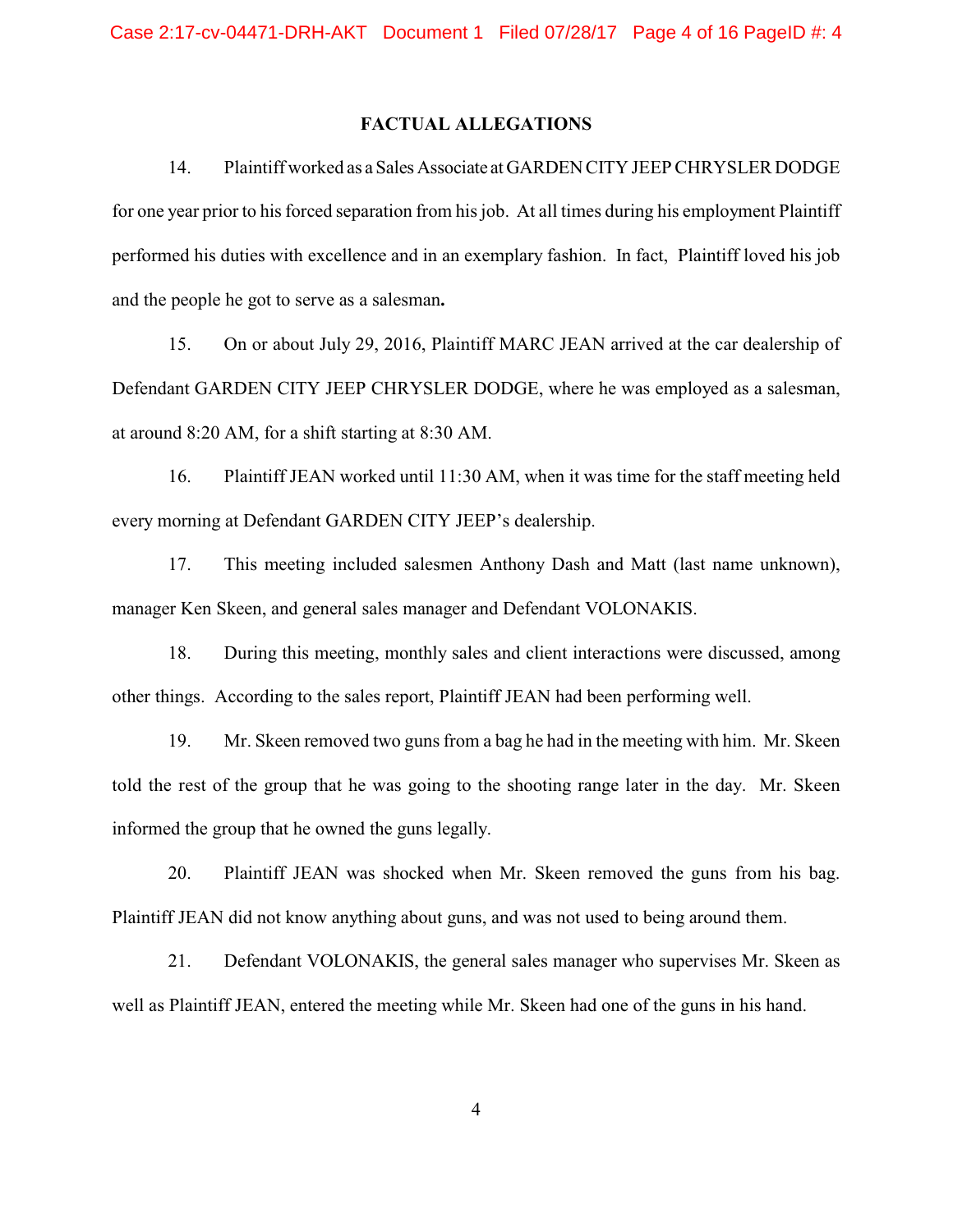## FACTUAL ALLEGATIONS

14. Plaintiff worked as a Sales Associate at GARDEN CITY JEEP CHRYSLER DODGE for one year prior to his forced separation from his job. At all times during his employment Plaintiff performed his duties with excellence and in an exemplary fashion. In fact, Plaintiff loved his job and the people he got to serve as a salesman**.**

15. On or about July 29, 2016, Plaintiff MARC JEAN arrived at the car dealership of Defendant GARDEN CITY JEEP CHRYSLER DODGE, where he was employed as a salesman, at around 8:20 AM, for a shift starting at 8:30 AM.

16. Plaintiff JEAN worked until 11:30 AM, when it was time for the staff meeting held every morning at Defendant GARDEN CITY JEEP's dealership.

17. This meeting included salesmen Anthony Dash and Matt (last name unknown), manager Ken Skeen, and general sales manager and Defendant VOLONAKIS.

18. During this meeting, monthly sales and client interactions were discussed, among other things. According to the sales report, Plaintiff JEAN had been performing well.

19. Mr. Skeen removed two guns from a bag he had in the meeting with him. Mr. Skeen told the rest of the group that he was going to the shooting range later in the day. Mr. Skeen informed the group that he owned the guns legally.

20. Plaintiff JEAN was shocked when Mr. Skeen removed the guns from his bag. Plaintiff JEAN did not know anything about guns, and was not used to being around them.

21. Defendant VOLONAKIS, the general sales manager who supervises Mr. Skeen as well as Plaintiff JEAN, entered the meeting while Mr. Skeen had one of the guns in his hand.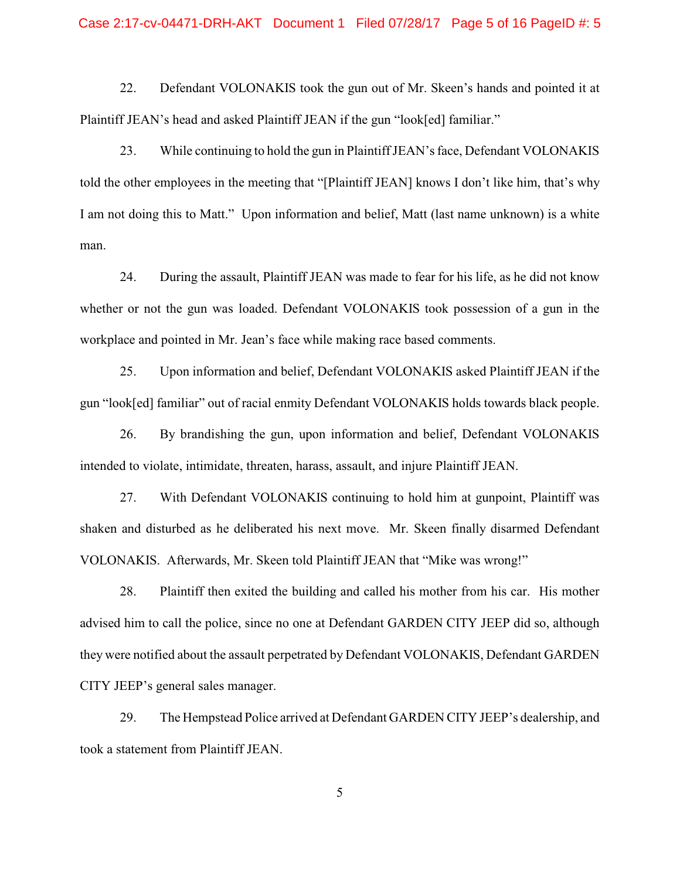22. Defendant VOLONAKIS took the gun out of Mr. Skeen's hands and pointed it at Plaintiff JEAN's head and asked Plaintiff JEAN if the gun "look[ed] familiar."

23. While continuing to hold the gun in Plaintiff JEAN's face, Defendant VOLONAKIS told the other employees in the meeting that "[Plaintiff JEAN] knows I don't like him, that's why I am not doing this to Matt." Upon information and belief, Matt (last name unknown) is a white man.

24. During the assault, Plaintiff JEAN was made to fear for his life, as he did not know whether or not the gun was loaded. Defendant VOLONAKIS took possession of a gun in the workplace and pointed in Mr. Jean's face while making race based comments.

25. Upon information and belief, Defendant VOLONAKIS asked Plaintiff JEAN if the gun "look[ed] familiar" out of racial enmity Defendant VOLONAKIS holds towards black people.

26. By brandishing the gun, upon information and belief, Defendant VOLONAKIS intended to violate, intimidate, threaten, harass, assault, and injure Plaintiff JEAN.

27. With Defendant VOLONAKIS continuing to hold him at gunpoint, Plaintiff was shaken and disturbed as he deliberated his next move. Mr. Skeen finally disarmed Defendant VOLONAKIS. Afterwards, Mr. Skeen told Plaintiff JEAN that "Mike was wrong!"

28. Plaintiff then exited the building and called his mother from his car. His mother advised him to call the police, since no one at Defendant GARDEN CITY JEEP did so, although they were notified about the assault perpetrated by Defendant VOLONAKIS, Defendant GARDEN CITY JEEP's general sales manager.

29. The Hempstead Police arrived at Defendant GARDEN CITY JEEP's dealership, and took a statement from Plaintiff JEAN.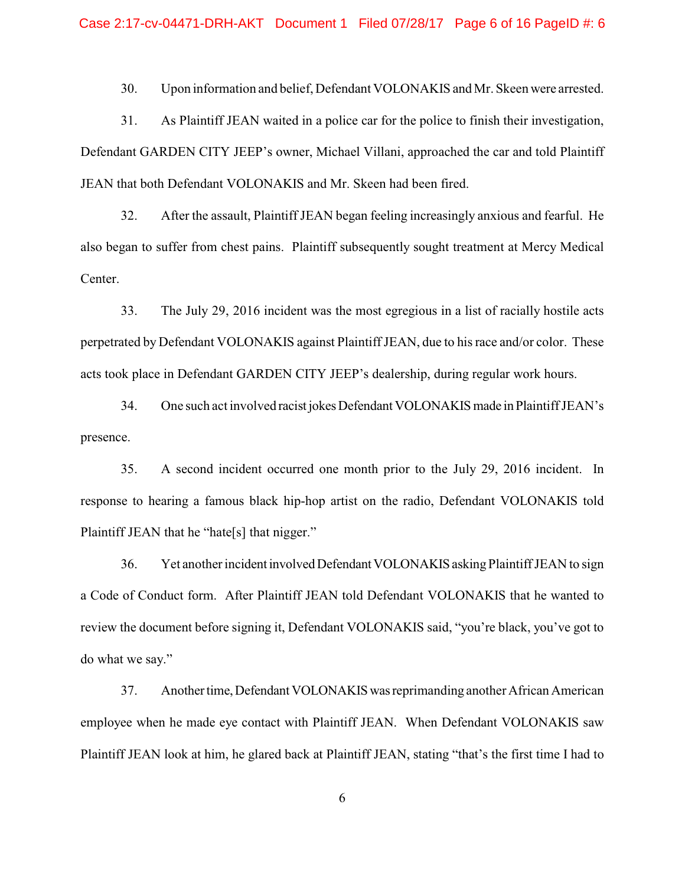30. Upon information and belief, Defendant VOLONAKIS and Mr. Skeen were arrested.

31. As Plaintiff JEAN waited in a police car for the police to finish their investigation, Defendant GARDEN CITY JEEP's owner, Michael Villani, approached the car and told Plaintiff JEAN that both Defendant VOLONAKIS and Mr. Skeen had been fired.

32. After the assault, Plaintiff JEAN began feeling increasingly anxious and fearful. He also began to suffer from chest pains. Plaintiff subsequently sought treatment at Mercy Medical Center.

33. The July 29, 2016 incident was the most egregious in a list of racially hostile acts perpetrated by Defendant VOLONAKIS against Plaintiff JEAN, due to his race and/or color. These acts took place in Defendant GARDEN CITY JEEP's dealership, during regular work hours.

34. One such act involved racist jokes Defendant VOLONAKIS made in Plaintiff JEAN's presence.

35. A second incident occurred one month prior to the July 29, 2016 incident. In response to hearing a famous black hip-hop artist on the radio, Defendant VOLONAKIS told Plaintiff JEAN that he "hate[s] that nigger."

36. Yet another incident involved Defendant VOLONAKIS asking Plaintiff JEAN to sign a Code of Conduct form. After Plaintiff JEAN told Defendant VOLONAKIS that he wanted to review the document before signing it, Defendant VOLONAKIS said, "you're black, you've got to do what we say."

37. Another time, Defendant VOLONAKIS was reprimanding another African American employee when he made eye contact with Plaintiff JEAN. When Defendant VOLONAKIS saw Plaintiff JEAN look at him, he glared back at Plaintiff JEAN, stating "that's the first time I had to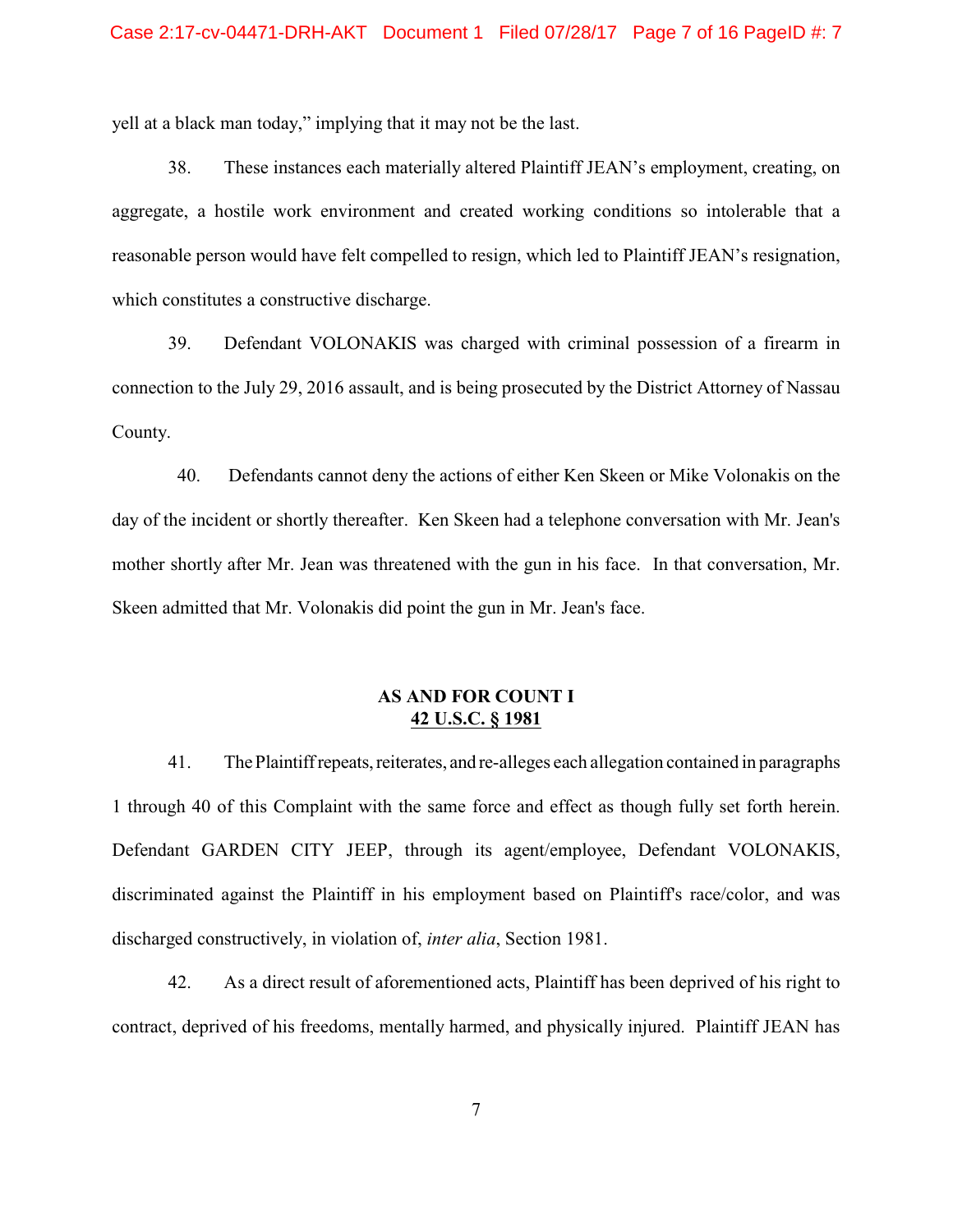yell at a black man today," implying that it may not be the last.

38. These instances each materially altered Plaintiff JEAN's employment, creating, on aggregate, a hostile work environment and created working conditions so intolerable that a reasonable person would have felt compelled to resign, which led to Plaintiff JEAN's resignation, which constitutes a constructive discharge.

39. Defendant VOLONAKIS was charged with criminal possession of a firearm in connection to the July 29, 2016 assault, and is being prosecuted by the District Attorney of Nassau County.

40. Defendants cannot deny the actions of either Ken Skeen or Mike Volonakis on the day of the incident or shortly thereafter. Ken Skeen had a telephone conversation with Mr. Jean's mother shortly after Mr. Jean was threatened with the gun in his face. In that conversation, Mr. Skeen admitted that Mr. Volonakis did point the gun in Mr. Jean's face.

**AS AND FOR COUNT I**
**<u>42 U.S.C. § 1981</u>**

41. The Plaintiff repeats, reiterates, and re-alleges each allegation contained in paragraphs 1 through 40 of this Complaint with the same force and effect as though fully set forth herein. Defendant GARDEN CITY JEEP, through its agent/employee, Defendant VOLONAKIS, discriminated against the Plaintiff in his employment based on Plaintiff's race/color, and was discharged constructively, in violation of, *inter alia*, Section 1981.

42. As a direct result of aforementioned acts, Plaintiff has been deprived of his right to contract, deprived of his freedoms, mentally harmed, and physically injured. Plaintiff JEAN has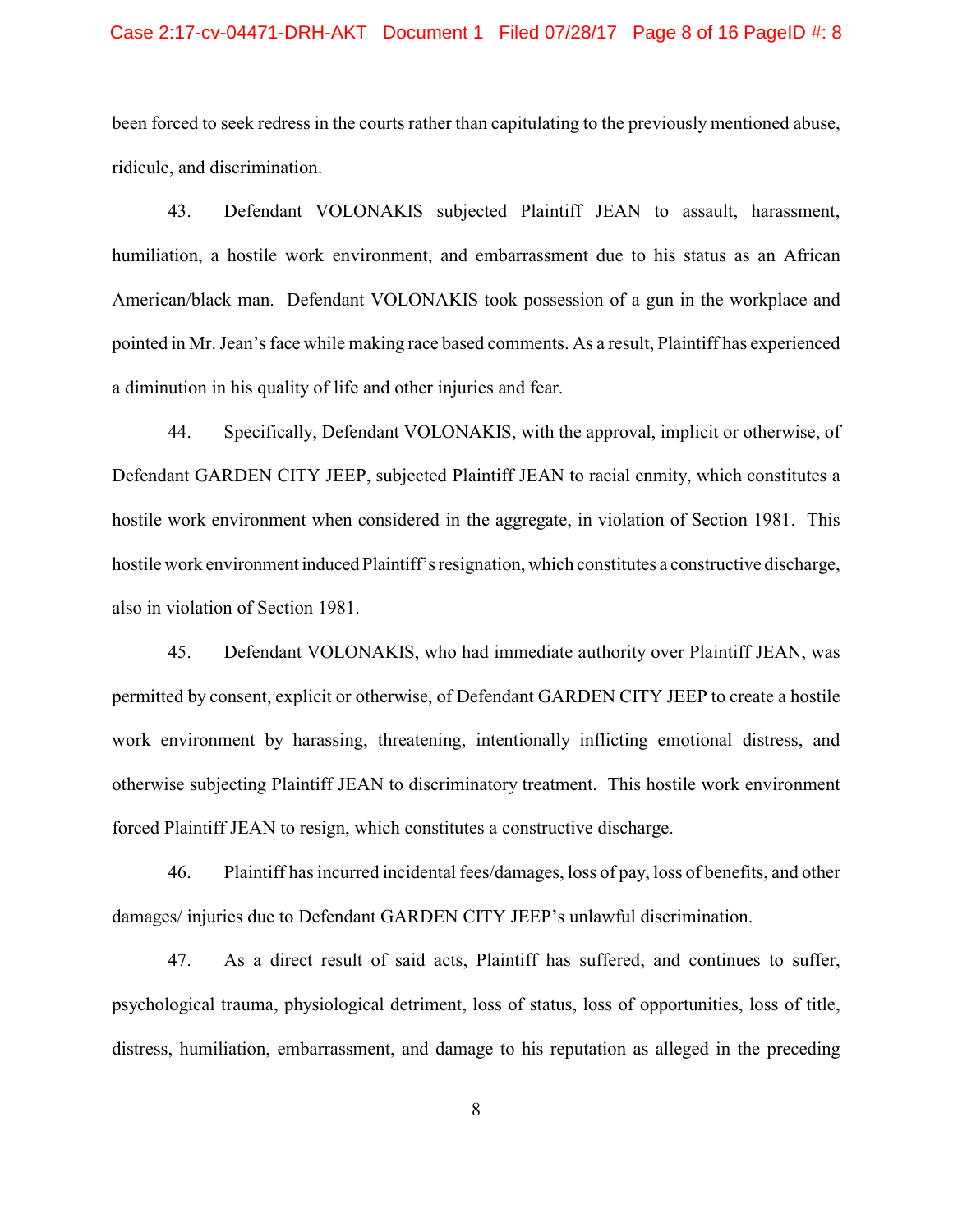been forced to seek redress in the courts rather than capitulating to the previously mentioned abuse, ridicule, and discrimination.

43. Defendant VOLONAKIS subjected Plaintiff JEAN to assault, harassment, humiliation, a hostile work environment, and embarrassment due to his status as an African American/black man. Defendant VOLONAKIS took possession of a gun in the workplace and pointed in Mr. Jean's face while making race based comments. As a result, Plaintiff has experienced a diminution in his quality of life and other injuries and fear.

44. Specifically, Defendant VOLONAKIS, with the approval, implicit or otherwise, of Defendant GARDEN CITY JEEP, subjected Plaintiff JEAN to racial enmity, which constitutes a hostile work environment when considered in the aggregate, in violation of Section 1981. This hostile work environment induced Plaintiff's resignation, which constitutes a constructive discharge, also in violation of Section 1981.

45. Defendant VOLONAKIS, who had immediate authority over Plaintiff JEAN, was permitted by consent, explicit or otherwise, of Defendant GARDEN CITY JEEP to create a hostile work environment by harassing, threatening, intentionally inflicting emotional distress, and otherwise subjecting Plaintiff JEAN to discriminatory treatment. This hostile work environment forced Plaintiff JEAN to resign, which constitutes a constructive discharge.

46. Plaintiff has incurred incidental fees/damages, loss of pay, loss of benefits, and other damages/ injuries due to Defendant GARDEN CITY JEEP's unlawful discrimination.

47. As a direct result of said acts, Plaintiff has suffered, and continues to suffer, psychological trauma, physiological detriment, loss of status, loss of opportunities, loss of title, distress, humiliation, embarrassment, and damage to his reputation as alleged in the preceding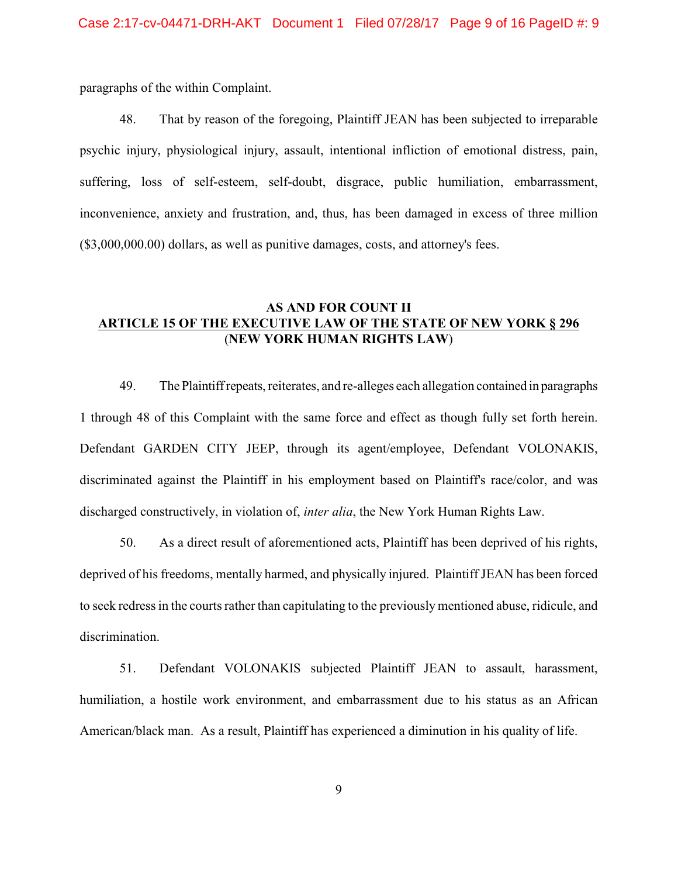paragraphs of the within Complaint.

48. That by reason of the foregoing, Plaintiff JEAN has been subjected to irreparable psychic injury, physiological injury, assault, intentional infliction of emotional distress, pain, suffering, loss of self-esteem, self-doubt, disgrace, public humiliation, embarrassment, inconvenience, anxiety and frustration, and, thus, has been damaged in excess of three million ($3,000,000.00) dollars, as well as punitive damages, costs, and attorney's fees.

## AS AND FOR COUNT II
## ARTICLE 15 OF THE EXECUTIVE LAW OF THE STATE OF NEW YORK § 296
## (NEW YORK HUMAN RIGHTS LAW)

49. The Plaintiff repeats, reiterates, and re-alleges each allegation contained in paragraphs 1 through 48 of this Complaint with the same force and effect as though fully set forth herein. Defendant GARDEN CITY JEEP, through its agent/employee, Defendant VOLONAKIS, discriminated against the Plaintiff in his employment based on Plaintiff's race/color, and was discharged constructively, in violation of, *inter alia*, the New York Human Rights Law.

50. As a direct result of aforementioned acts, Plaintiff has been deprived of his rights, deprived of his freedoms, mentally harmed, and physically injured. Plaintiff JEAN has been forced to seek redress in the courts rather than capitulating to the previously mentioned abuse, ridicule, and discrimination.

51. Defendant VOLONAKIS subjected Plaintiff JEAN to assault, harassment, humiliation, a hostile work environment, and embarrassment due to his status as an African American/black man. As a result, Plaintiff has experienced a diminution in his quality of life.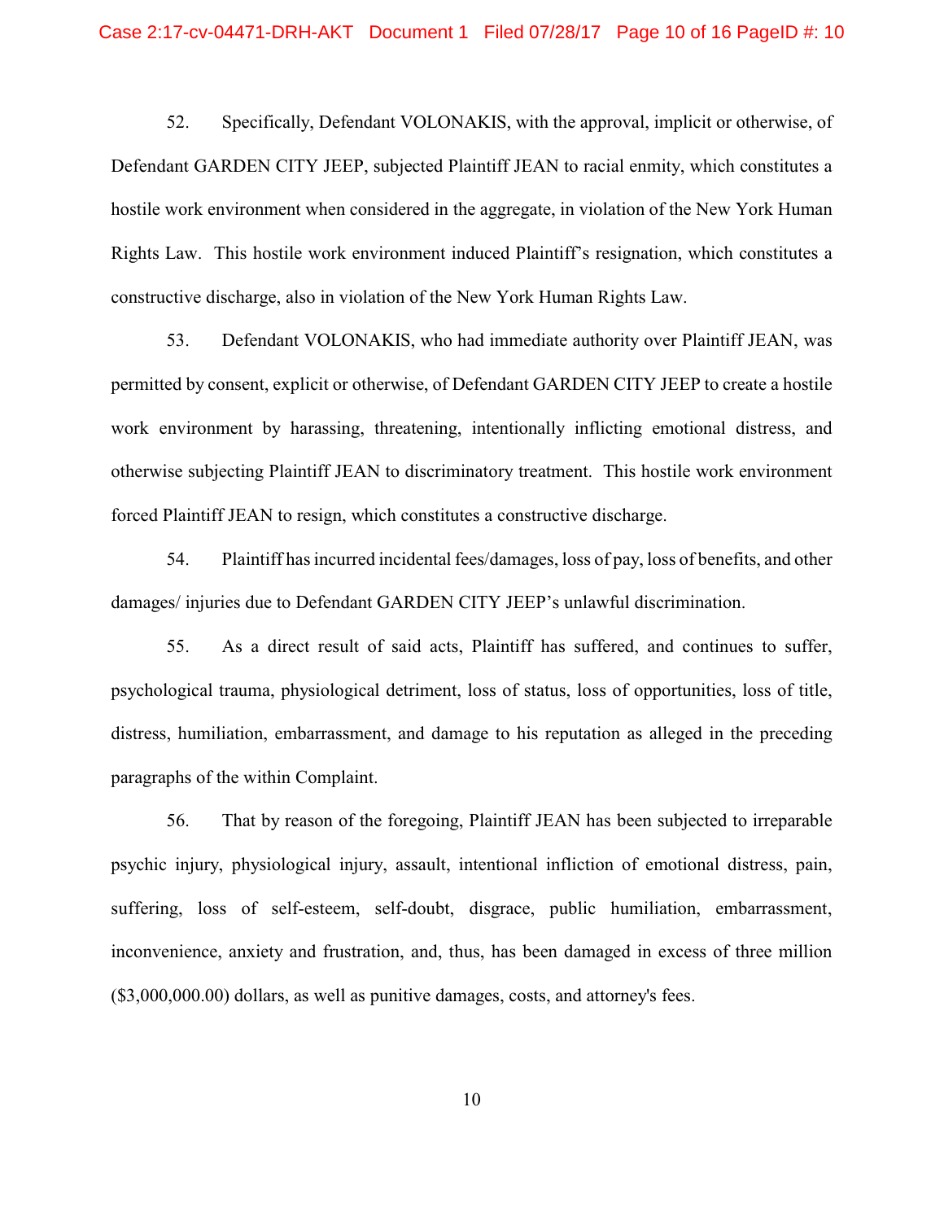52. Specifically, Defendant VOLONAKIS, with the approval, implicit or otherwise, of Defendant GARDEN CITY JEEP, subjected Plaintiff JEAN to racial enmity, which constitutes a hostile work environment when considered in the aggregate, in violation of the New York Human Rights Law. This hostile work environment induced Plaintiff's resignation, which constitutes a constructive discharge, also in violation of the New York Human Rights Law.

53. Defendant VOLONAKIS, who had immediate authority over Plaintiff JEAN, was permitted by consent, explicit or otherwise, of Defendant GARDEN CITY JEEP to create a hostile work environment by harassing, threatening, intentionally inflicting emotional distress, and otherwise subjecting Plaintiff JEAN to discriminatory treatment. This hostile work environment forced Plaintiff JEAN to resign, which constitutes a constructive discharge.

54. Plaintiff has incurred incidental fees/damages, loss of pay, loss of benefits, and other damages/ injuries due to Defendant GARDEN CITY JEEP's unlawful discrimination.

55. As a direct result of said acts, Plaintiff has suffered, and continues to suffer, psychological trauma, physiological detriment, loss of status, loss of opportunities, loss of title, distress, humiliation, embarrassment, and damage to his reputation as alleged in the preceding paragraphs of the within Complaint.

56. That by reason of the foregoing, Plaintiff JEAN has been subjected to irreparable psychic injury, physiological injury, assault, intentional infliction of emotional distress, pain, suffering, loss of self-esteem, self-doubt, disgrace, public humiliation, embarrassment, inconvenience, anxiety and frustration, and, thus, has been damaged in excess of three million ($3,000,000.00) dollars, as well as punitive damages, costs, and attorney's fees.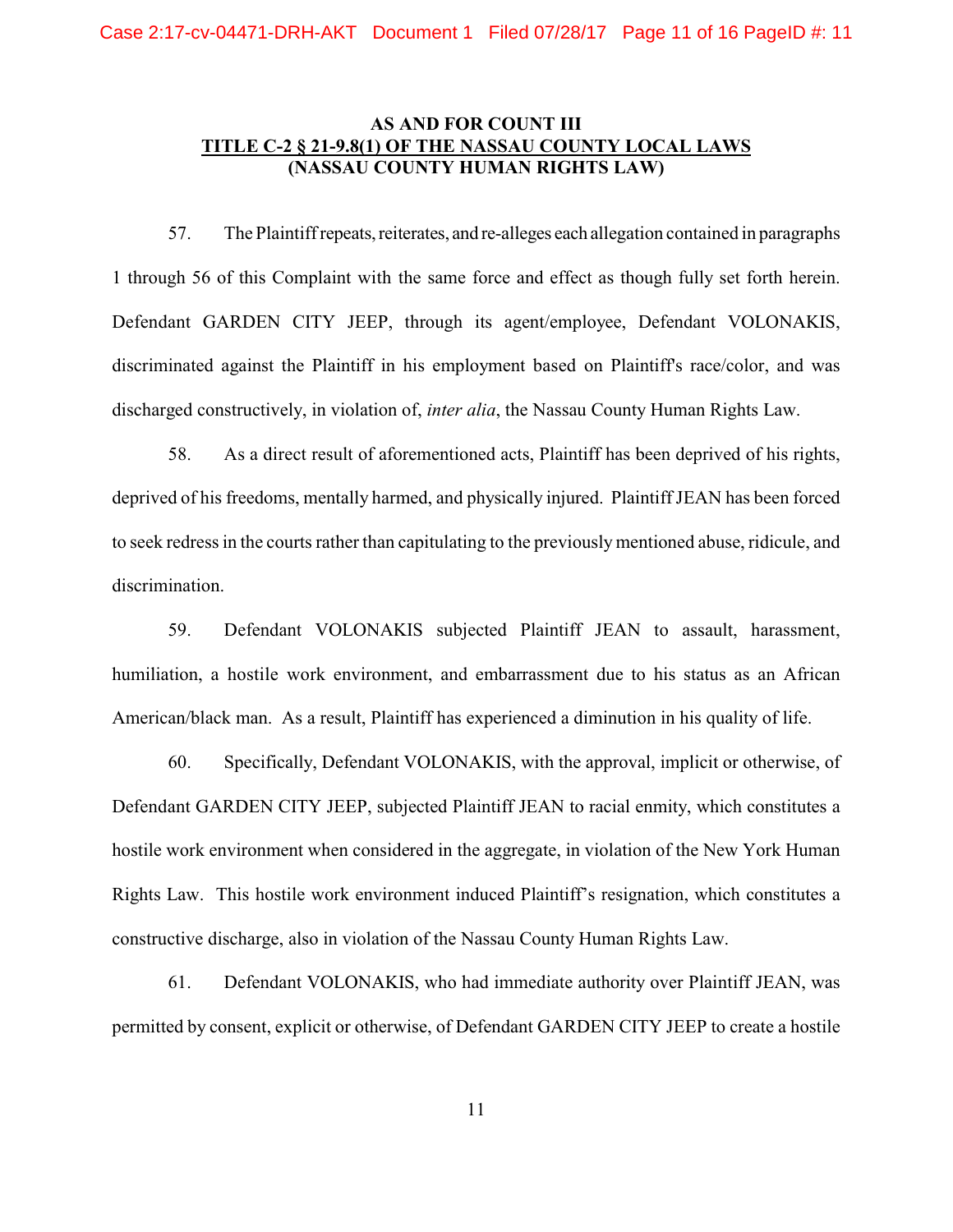**AS AND FOR COUNT III**
**<u>TITLE C-2 § 21-9.8(1) OF THE NASSAU COUNTY LOCAL LAWS</u>**
**(NASSAU COUNTY HUMAN RIGHTS LAW)**

57. The Plaintiff repeats, reiterates, and re-alleges each allegation contained in paragraphs 1 through 56 of this Complaint with the same force and effect as though fully set forth herein. Defendant GARDEN CITY JEEP, through its agent/employee, Defendant VOLONAKIS, discriminated against the Plaintiff in his employment based on Plaintiff's race/color, and was discharged constructively, in violation of, *inter alia*, the Nassau County Human Rights Law.

58. As a direct result of aforementioned acts, Plaintiff has been deprived of his rights, deprived of his freedoms, mentally harmed, and physically injured. Plaintiff JEAN has been forced to seek redress in the courts rather than capitulating to the previously mentioned abuse, ridicule, and discrimination.

59. Defendant VOLONAKIS subjected Plaintiff JEAN to assault, harassment, humiliation, a hostile work environment, and embarrassment due to his status as an African American/black man. As a result, Plaintiff has experienced a diminution in his quality of life.

60. Specifically, Defendant VOLONAKIS, with the approval, implicit or otherwise, of Defendant GARDEN CITY JEEP, subjected Plaintiff JEAN to racial enmity, which constitutes a hostile work environment when considered in the aggregate, in violation of the New York Human Rights Law. This hostile work environment induced Plaintiff's resignation, which constitutes a constructive discharge, also in violation of the Nassau County Human Rights Law.

61. Defendant VOLONAKIS, who had immediate authority over Plaintiff JEAN, was permitted by consent, explicit or otherwise, of Defendant GARDEN CITY JEEP to create a hostile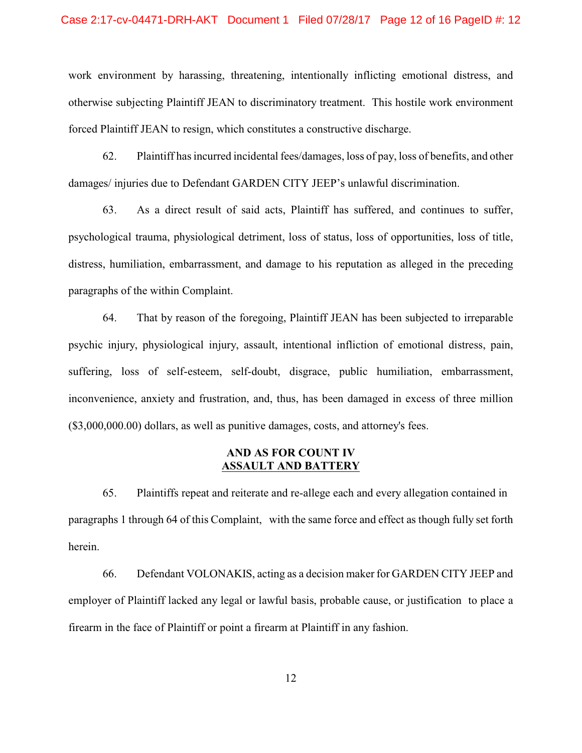work environment by harassing, threatening, intentionally inflicting emotional distress, and otherwise subjecting Plaintiff JEAN to discriminatory treatment. This hostile work environment forced Plaintiff JEAN to resign, which constitutes a constructive discharge.

62. Plaintiff has incurred incidental fees/damages, loss of pay, loss of benefits, and other damages/ injuries due to Defendant GARDEN CITY JEEP's unlawful discrimination.

63. As a direct result of said acts, Plaintiff has suffered, and continues to suffer, psychological trauma, physiological detriment, loss of status, loss of opportunities, loss of title, distress, humiliation, embarrassment, and damage to his reputation as alleged in the preceding paragraphs of the within Complaint.

64. That by reason of the foregoing, Plaintiff JEAN has been subjected to irreparable psychic injury, physiological injury, assault, intentional infliction of emotional distress, pain, suffering, loss of self-esteem, self-doubt, disgrace, public humiliation, embarrassment, inconvenience, anxiety and frustration, and, thus, has been damaged in excess of three million ($3,000,000.00) dollars, as well as punitive damages, costs, and attorney's fees.

**AND AS FOR COUNT IV**
**ASSAULT AND BATTERY**

65. Plaintiffs repeat and reiterate and re-allege each and every allegation contained in paragraphs 1 through 64 of this Complaint, with the same force and effect as though fully set forth herein.

66. Defendant VOLONAKIS, acting as a decision maker for GARDEN CITY JEEP and employer of Plaintiff lacked any legal or lawful basis, probable cause, or justification to place a firearm in the face of Plaintiff or point a firearm at Plaintiff in any fashion.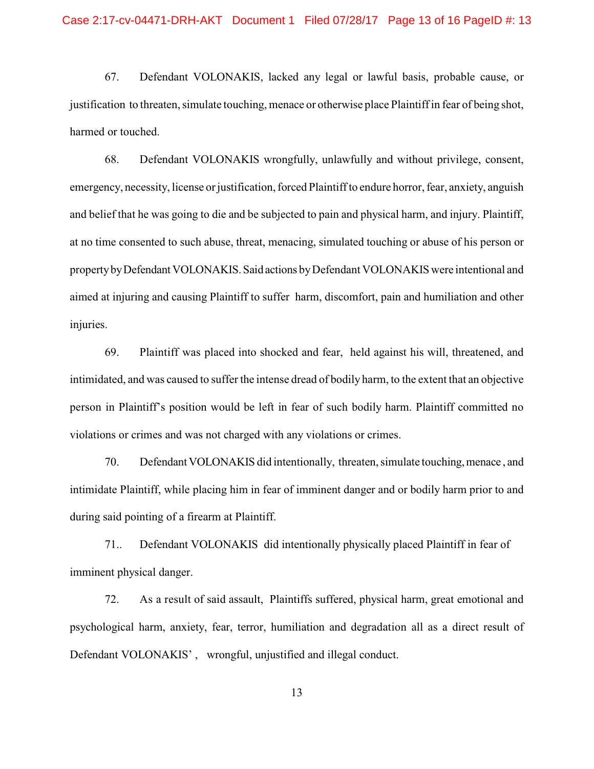67. Defendant VOLONAKIS, lacked any legal or lawful basis, probable cause, or justification to threaten, simulate touching, menace or otherwise place Plaintiff in fear of being shot, harmed or touched.

68. Defendant VOLONAKIS wrongfully, unlawfully and without privilege, consent, emergency, necessity, license or justification, forced Plaintiff to endure horror, fear, anxiety, anguish and belief that he was going to die and be subjected to pain and physical harm, and injury. Plaintiff, at no time consented to such abuse, threat, menacing, simulated touching or abuse of his person or property by Defendant VOLONAKIS. Said actions by Defendant VOLONAKIS were intentional and aimed at injuring and causing Plaintiff to suffer harm, discomfort, pain and humiliation and other injuries.

69. Plaintiff was placed into shocked and fear, held against his will, threatened, and intimidated, and was caused to suffer the intense dread of bodily harm, to the extent that an objective person in Plaintiff's position would be left in fear of such bodily harm. Plaintiff committed no violations or crimes and was not charged with any violations or crimes.

70. Defendant VOLONAKIS did intentionally, threaten, simulate touching, menace , and intimidate Plaintiff, while placing him in fear of imminent danger and or bodily harm prior to and during said pointing of a firearm at Plaintiff.

71.. Defendant VOLONAKIS did intentionally physically placed Plaintiff in fear of imminent physical danger.

72. As a result of said assault, Plaintiffs suffered, physical harm, great emotional and psychological harm, anxiety, fear, terror, humiliation and degradation all as a direct result of Defendant VOLONAKIS' , wrongful, unjustified and illegal conduct.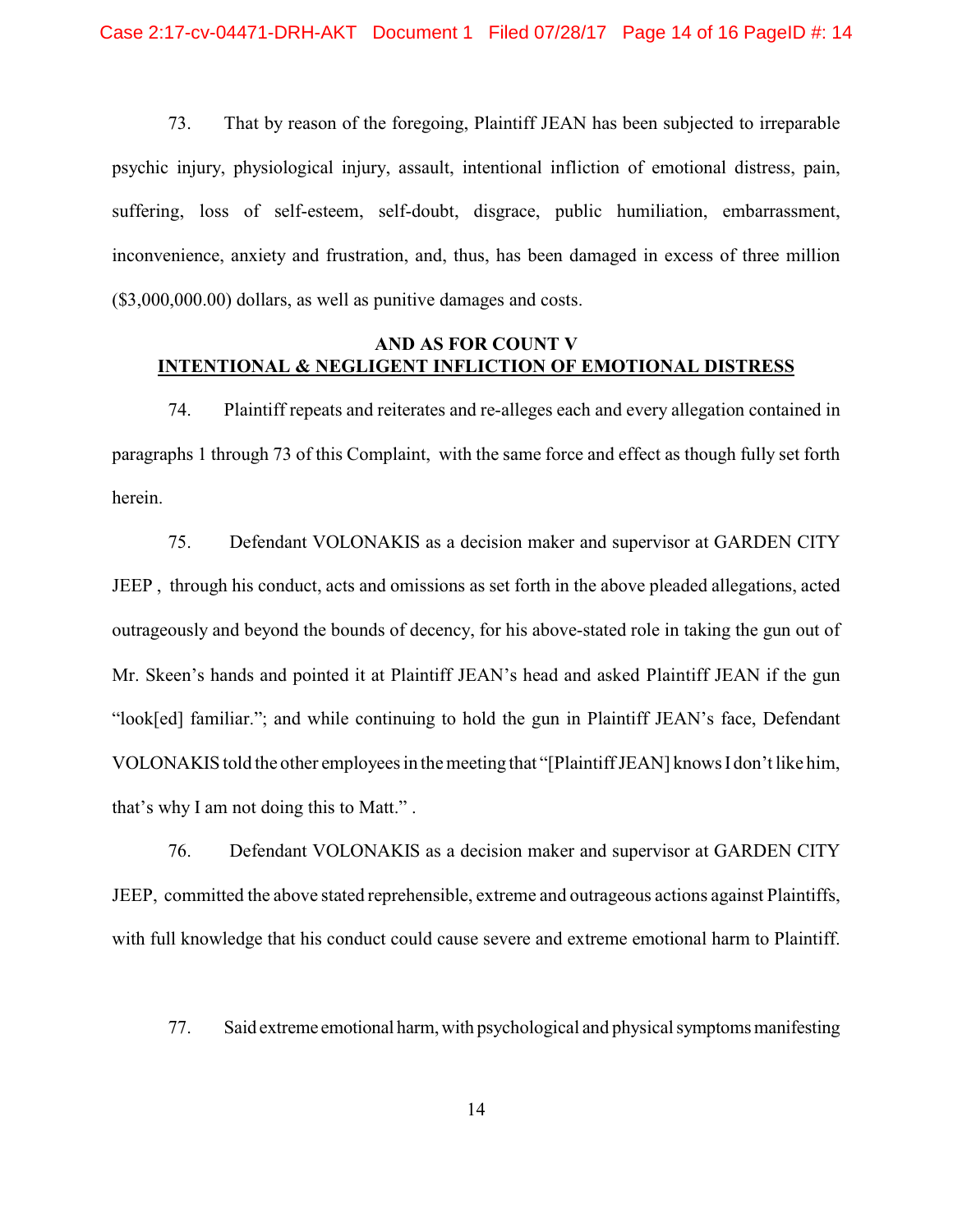73. That by reason of the foregoing, Plaintiff JEAN has been subjected to irreparable psychic injury, physiological injury, assault, intentional infliction of emotional distress, pain, suffering, loss of self-esteem, self-doubt, disgrace, public humiliation, embarrassment, inconvenience, anxiety and frustration, and, thus, has been damaged in excess of three million ($3,000,000.00) dollars, as well as punitive damages and costs.

**AND AS FOR COUNT V**
**INTENTIONAL & NEGLIGENT INFLICTION OF EMOTIONAL DISTRESS**

74. Plaintiff repeats and reiterates and re-alleges each and every allegation contained in paragraphs 1 through 73 of this Complaint, with the same force and effect as though fully set forth herein.

75. Defendant VOLONAKIS as a decision maker and supervisor at GARDEN CITY JEEP , through his conduct, acts and omissions as set forth in the above pleaded allegations, acted outrageously and beyond the bounds of decency, for his above-stated role in taking the gun out of Mr. Skeen's hands and pointed it at Plaintiff JEAN's head and asked Plaintiff JEAN if the gun "look[ed] familiar."; and while continuing to hold the gun in Plaintiff JEAN's face, Defendant VOLONAKIS told the other employees in the meeting that "[Plaintiff JEAN] knows I don't like him, that's why I am not doing this to Matt." .

76. Defendant VOLONAKIS as a decision maker and supervisor at GARDEN CITY JEEP, committed the above stated reprehensible, extreme and outrageous actions against Plaintiffs, with full knowledge that his conduct could cause severe and extreme emotional harm to Plaintiff.

77. Said extreme emotional harm, with psychological and physical symptoms manifesting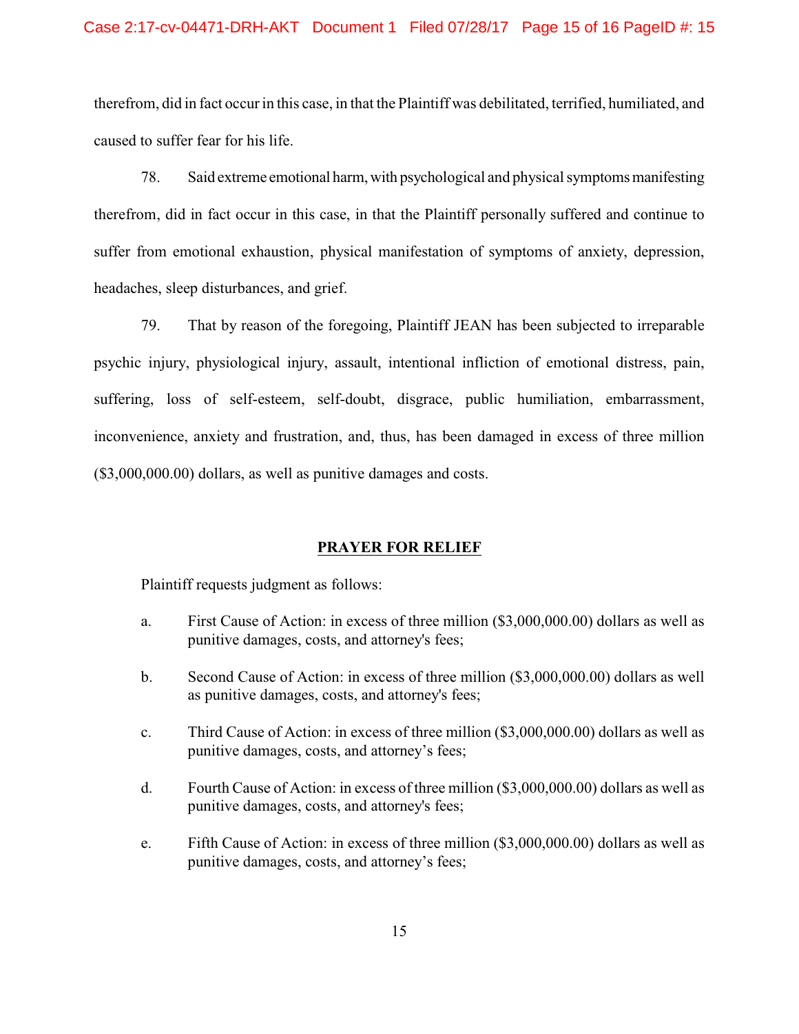therefrom, did in fact occur in this case, in that the Plaintiff was debilitated, terrified, humiliated, and caused to suffer fear for his life.

78. Said extreme emotional harm, with psychological and physical symptoms manifesting therefrom, did in fact occur in this case, in that the Plaintiff personally suffered and continue to suffer from emotional exhaustion, physical manifestation of symptoms of anxiety, depression, headaches, sleep disturbances, and grief.

79. That by reason of the foregoing, Plaintiff JEAN has been subjected to irreparable psychic injury, physiological injury, assault, intentional infliction of emotional distress, pain, suffering, loss of self-esteem, self-doubt, disgrace, public humiliation, embarrassment, inconvenience, anxiety and frustration, and, thus, has been damaged in excess of three million ($3,000,000.00) dollars, as well as punitive damages and costs.

## PRAYER FOR RELIEF

Plaintiff requests judgment as follows:

a. First Cause of Action: in excess of three million ($3,000,000.00) dollars as well as punitive damages, costs, and attorney's fees;

b. Second Cause of Action: in excess of three million ($3,000,000.00) dollars as well as punitive damages, costs, and attorney's fees;

c. Third Cause of Action: in excess of three million ($3,000,000.00) dollars as well as punitive damages, costs, and attorney's fees;

d. Fourth Cause of Action: in excess of three million ($3,000,000.00) dollars as well as punitive damages, costs, and attorney's fees;

e. Fifth Cause of Action: in excess of three million ($3,000,000.00) dollars as well as punitive damages, costs, and attorney's fees;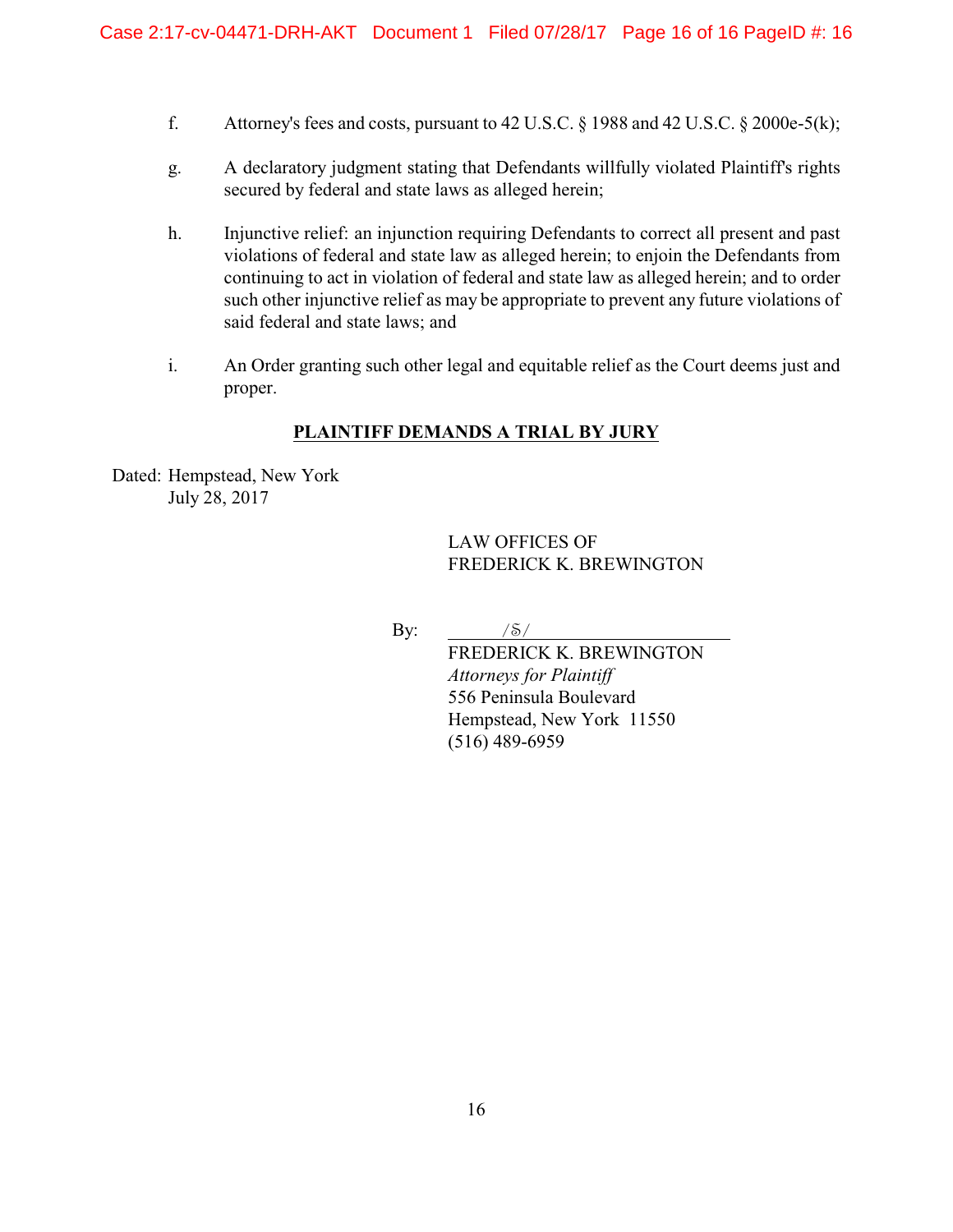f. Attorney's fees and costs, pursuant to 42 U.S.C. § 1988 and 42 U.S.C. § 2000e-5(k);

g. A declaratory judgment stating that Defendants willfully violated Plaintiff's rights secured by federal and state laws as alleged herein;

h. Injunctive relief: an injunction requiring Defendants to correct all present and past violations of federal and state law as alleged herein; to enjoin the Defendants from continuing to act in violation of federal and state law as alleged herein; and to order such other injunctive relief as may be appropriate to prevent any future violations of said federal and state laws; and

i. An Order granting such other legal and equitable relief as the Court deems just and proper.

**PLAINTIFF DEMANDS A TRIAL BY JURY**

Dated: Hempstead, New York
July 28, 2017

LAW OFFICES OF
FREDERICK K. BREWINGTON

By: /S/
FREDERICK K. BREWINGTON
*Attorneys for Plaintiff*
556 Peninsula Boulevard
Hempstead, New York 11550
(516) 489-6959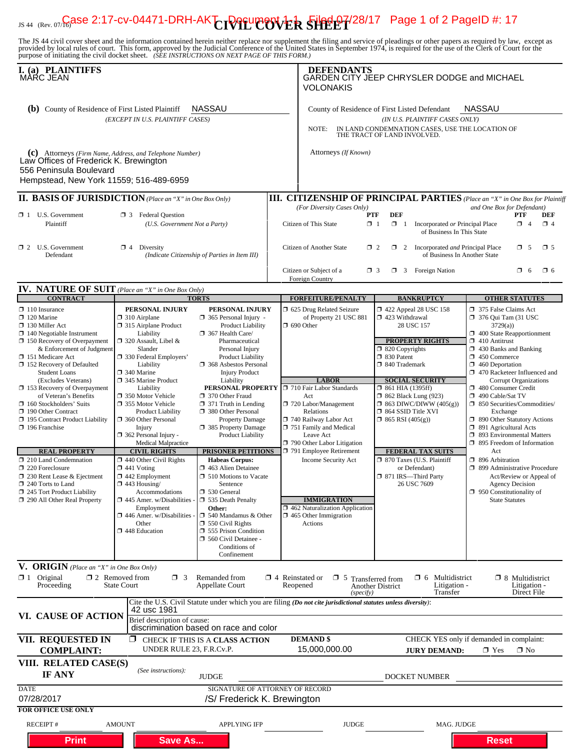JS 44 (Rev. 07/16)

# CIVIL COVER SHEET

The JS 44 civil cover sheet and the information contained herein neither replace nor supplement the filing and service of pleadings or other papers as required by law, except as provided by local rules of court. This form, approved by the Judicial Conference of the United States in September 1974, is required for the use of the Clerk of Court for the purpose of initiating the civil docket sheet. *(SEE INSTRUCTIONS ON NEXT PAGE OF THIS FORM.)*

**I. (a) PLAINTIFFS**
MARC JEAN

**DEFENDANTS**
GARDEN CITY JEEP CHRYSLER DODGE and MICHAEL VOLONAKIS

**(b)** County of Residence of First Listed Plaintiff: NASSAU
*(EXCEPT IN U.S. PLAINTIFF CASES)*

County of Residence of First Listed Defendant: NASSAU
*(IN U.S. PLAINTIFF CASES ONLY)*

NOTE: IN LAND CONDEMNATION CASES, USE THE LOCATION OF THE TRACT OF LAND INVOLVED.

**(c)** Attorneys *(Firm Name, Address, and Telephone Number)*
Law Offices of Frederick K. Brewington
556 Peninsula Boulevard
Hempstead, New York 11559; 516-489-6959

Attorneys *(If Known)*

## II. BASIS OF JURISDICTION *(Place an "X" in One Box Only)*

- ❐ 1 U.S. Government Plaintiff
- ❐ 3 Federal Question *(U.S. Government Not a Party)*
- ❐ 2 U.S. Government Defendant
- ❐ 4 Diversity *(Indicate Citizenship of Parties in Item III)*

## III. CITIZENSHIP OF PRINCIPAL PARTIES *(Place an "X" in One Box for Plaintiff and One Box for Defendant)* *(For Diversity Cases Only)*

| | PTF | DEF | | PTF | DEF |
|---|---|---|---|---|---|
| Citizen of This State | ❐ 1 | ❐ 1 | Incorporated *or* Principal Place of Business In This State | ❐ 4 | ❐ 4 |
| Citizen of Another State | ❐ 2 | ❐ 2 | Incorporated *and* Principal Place of Business In Another State | ❐ 5 | ❐ 5 |
| Citizen or Subject of a Foreign Country | ❐ 3 | ❐ 3 | Foreign Nation | ❐ 6 | ❐ 6 |

## IV. NATURE OF SUIT *(Place an "X" in One Box Only)*

**CONTRACT**
- ❐ 110 Insurance
- ❐ 120 Marine
- ❐ 130 Miller Act
- ❐ 140 Negotiable Instrument
- ❐ 150 Recovery of Overpayment & Enforcement of Judgment
- ❐ 151 Medicare Act
- ❐ 152 Recovery of Defaulted Student Loans (Excludes Veterans)
- ❐ 153 Recovery of Overpayment of Veteran's Benefits
- ❐ 160 Stockholders' Suits
- ❐ 190 Other Contract
- ❐ 195 Contract Product Liability
- ❐ 196 Franchise

**REAL PROPERTY**
- ❐ 210 Land Condemnation
- ❐ 220 Foreclosure
- ❐ 230 Rent Lease & Ejectment
- ❐ 240 Torts to Land
- ❐ 245 Tort Product Liability
- ❐ 290 All Other Real Property

**TORTS**

PERSONAL INJURY
- ❐ 310 Airplane
- ❐ 315 Airplane Product Liability
- ❐ 320 Assault, Libel & Slander
- ❐ 330 Federal Employers' Liability
- ❐ 340 Marine
- ❐ 345 Marine Product Liability
- ❐ 350 Motor Vehicle
- ❐ 355 Motor Vehicle Product Liability
- ❐ 360 Other Personal Injury
- ❐ 362 Personal Injury - Medical Malpractice

PERSONAL INJURY
- ❐ 365 Personal Injury - Product Liability
- ❐ 367 Health Care/ Pharmaceutical Personal Injury Product Liability
- ❐ 368 Asbestos Personal Injury Product Liability

PERSONAL PROPERTY
- ❐ 370 Other Fraud
- ❐ 371 Truth in Lending
- ❐ 380 Other Personal Property Damage
- ❐ 385 Property Damage Product Liability

**CIVIL RIGHTS**
- ❐ 440 Other Civil Rights
- ❐ 441 Voting
- ❐ 442 Employment
- ❐ 443 Housing/ Accommodations
- ❐ 445 Amer. w/Disabilities - Employment
- ❐ 446 Amer. w/Disabilities - Other
- ❐ 448 Education

**PRISONER PETITIONS**

Habeas Corpus:
- ❐ 463 Alien Detainee
- ❐ 510 Motions to Vacate Sentence
- ❐ 530 General
- ❐ 535 Death Penalty

Other:
- ❐ 540 Mandamus & Other
- ❐ 550 Civil Rights
- ❐ 555 Prison Condition
- ❐ 560 Civil Detainee - Conditions of Confinement

**FORFEITURE/PENALTY**
- ❐ 625 Drug Related Seizure of Property 21 USC 881
- ❐ 690 Other

**LABOR**
- ❐ 710 Fair Labor Standards Act
- ❐ 720 Labor/Management Relations
- ❐ 740 Railway Labor Act
- ❐ 751 Family and Medical Leave Act
- ❐ 790 Other Labor Litigation
- ❐ 791 Employee Retirement Income Security Act

**IMMIGRATION**
- ❐ 462 Naturalization Application
- ❐ 465 Other Immigration Actions

**BANKRUPTCY**
- ❐ 422 Appeal 28 USC 158
- ❐ 423 Withdrawal 28 USC 157

**PROPERTY RIGHTS**
- ❐ 820 Copyrights
- ❐ 830 Patent
- ❐ 840 Trademark

**SOCIAL SECURITY**
- ❐ 861 HIA (1395ff)
- ❐ 862 Black Lung (923)
- ❐ 863 DIWC/DIWW (405(g))
- ❐ 864 SSID Title XVI
- ❐ 865 RSI (405(g))

**FEDERAL TAX SUITS**
- ❐ 870 Taxes (U.S. Plaintiff or Defendant)
- ❐ 871 IRS—Third Party 26 USC 7609

**OTHER STATUTES**
- ❐ 375 False Claims Act
- ❐ 376 Qui Tam (31 USC 3729(a))
- ❐ 400 State Reapportionment
- ❐ 410 Antitrust
- ❐ 430 Banks and Banking
- ❐ 450 Commerce
- ❐ 460 Deportation
- ❐ 470 Racketeer Influenced and Corrupt Organizations
- ❐ 480 Consumer Credit
- ❐ 490 Cable/Sat TV
- ❐ 850 Securities/Commodities/ Exchange
- ❐ 890 Other Statutory Actions
- ❐ 891 Agricultural Acts
- ❐ 893 Environmental Matters
- ❐ 895 Freedom of Information Act
- ❐ 896 Arbitration
- ❐ 899 Administrative Procedure Act/Review or Appeal of Agency Decision
- ❐ 950 Constitutionality of State Statutes

## V. ORIGIN *(Place an "X" in One Box Only)*

- ❐ 1 Original Proceeding
- ❐ 2 Removed from State Court
- ❐ 3 Remanded from Appellate Court
- ❐ 4 Reinstated or Reopened
- ❐ 5 Transferred from Another District *(specify)*
- ❐ 6 Multidistrict Litigation - Transfer
- ❐ 8 Multidistrict Litigation - Direct File

## VI. CAUSE OF ACTION

Cite the U.S. Civil Statute under which you are filing *(Do not cite jurisdictional statutes unless diversity)*:
42 usc 1981

Brief description of cause:
discrimination based on race and color

## VII. REQUESTED IN COMPLAINT:

❐ CHECK IF THIS IS A **CLASS ACTION** UNDER RULE 23, F.R.Cv.P.

**DEMAND $** 15,000,000.00

CHECK YES only if demanded in complaint:
**JURY DEMAND:** ❐ Yes ❐ No

## VIII. RELATED CASE(S) IF ANY

*(See instructions):* JUDGE ______ DOCKET NUMBER ______

DATE: 07/28/2017

SIGNATURE OF ATTORNEY OF RECORD: /S/ Frederick K. Brewington

**FOR OFFICE USE ONLY**

RECEIPT # ______ AMOUNT ______ APPLYING IFP ______ JUDGE ______ MAG. JUDGE ______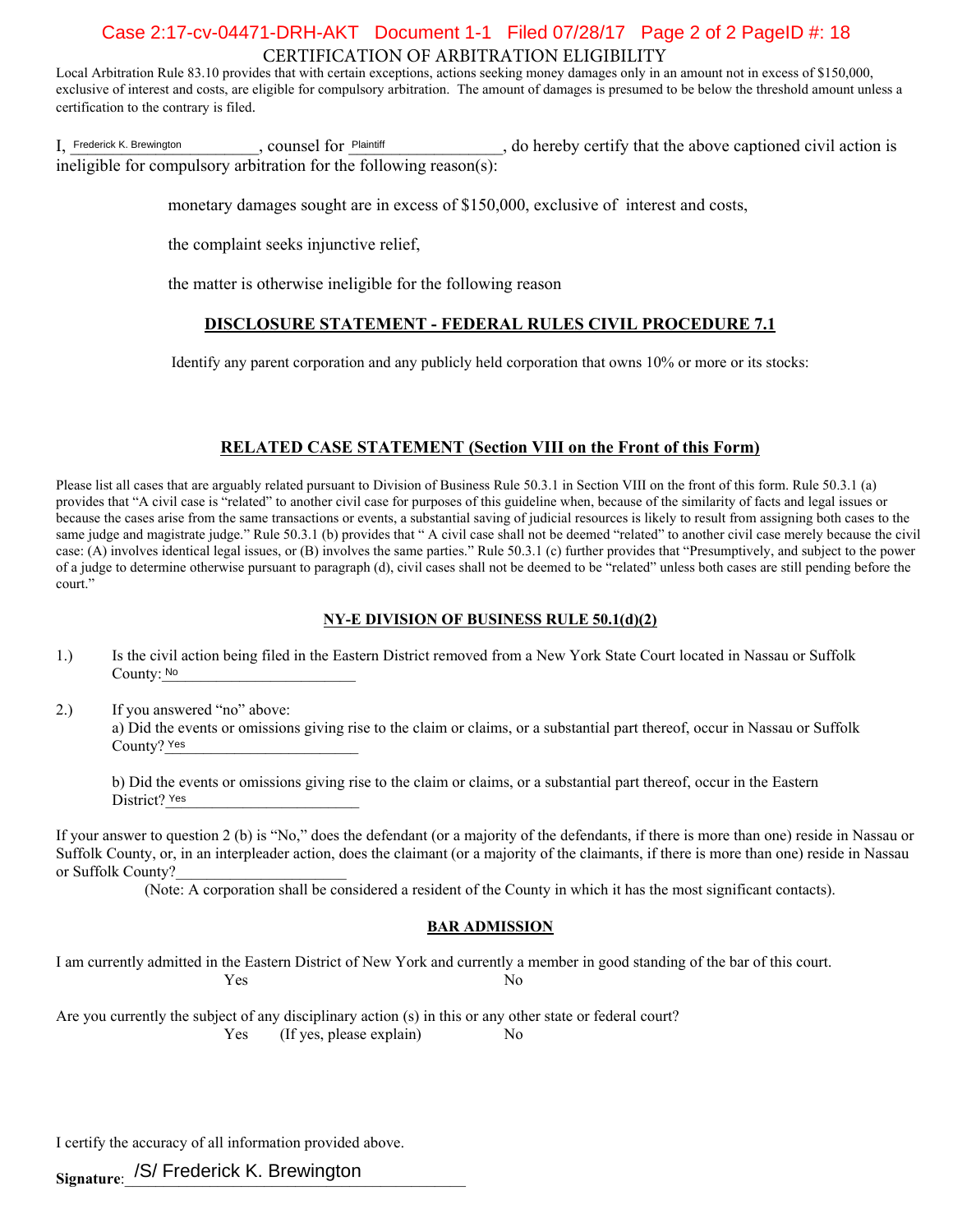# CERTIFICATION OF ARBITRATION ELIGIBILITY

Local Arbitration Rule 83.10 provides that with certain exceptions, actions seeking money damages only in an amount not in excess of $150,000, exclusive of interest and costs, are eligible for compulsory arbitration. The amount of damages is presumed to be below the threshold amount unless a certification to the contrary is filed.

I, Frederick K. Brewington, counsel for Plaintiff, do hereby certify that the above captioned civil action is ineligible for compulsory arbitration for the following reason(s):

monetary damages sought are in excess of $150,000, exclusive of interest and costs,

the complaint seeks injunctive relief,

the matter is otherwise ineligible for the following reason

## DISCLOSURE STATEMENT - FEDERAL RULES CIVIL PROCEDURE 7.1

Identify any parent corporation and any publicly held corporation that owns 10% or more or its stocks:

## RELATED CASE STATEMENT (Section VIII on the Front of this Form)

Please list all cases that are arguably related pursuant to Division of Business Rule 50.3.1 in Section VIII on the front of this form. Rule 50.3.1 (a) provides that "A civil case is "related" to another civil case for purposes of this guideline when, because of the similarity of facts and legal issues or because the cases arise from the same transactions or events, a substantial saving of judicial resources is likely to result from assigning both cases to the same judge and magistrate judge." Rule 50.3.1 (b) provides that " A civil case shall not be deemed "related" to another civil case merely because the civil case: (A) involves identical legal issues, or (B) involves the same parties." Rule 50.3.1 (c) further provides that "Presumptively, and subject to the power of a judge to determine otherwise pursuant to paragraph (d), civil cases shall not be deemed to be "related" unless both cases are still pending before the court."

## NY-E DIVISION OF BUSINESS RULE 50.1(d)(2)

1.) Is the civil action being filed in the Eastern District removed from a New York State Court located in Nassau or Suffolk County: No

2.) If you answered "no" above:
a) Did the events or omissions giving rise to the claim or claims, or a substantial part thereof, occur in Nassau or Suffolk County? Yes

b) Did the events or omissions giving rise to the claim or claims, or a substantial part thereof, occur in the Eastern District? Yes

If your answer to question 2 (b) is "No," does the defendant (or a majority of the defendants, if there is more than one) reside in Nassau or Suffolk County, or, in an interpleader action, does the claimant (or a majority of the claimants, if there is more than one) reside in Nassau or Suffolk County?\_\_\_\_\_\_\_\_\_\_\_\_\_\_\_\_\_\_\_\_

(Note: A corporation shall be considered a resident of the County in which it has the most significant contacts).

## BAR ADMISSION

I am currently admitted in the Eastern District of New York and currently a member in good standing of the bar of this court.

Yes No

Are you currently the subject of any disciplinary action (s) in this or any other state or federal court?

Yes (If yes, please explain) No

I certify the accuracy of all information provided above.

**Signature**: /S/ Frederick K. Brewington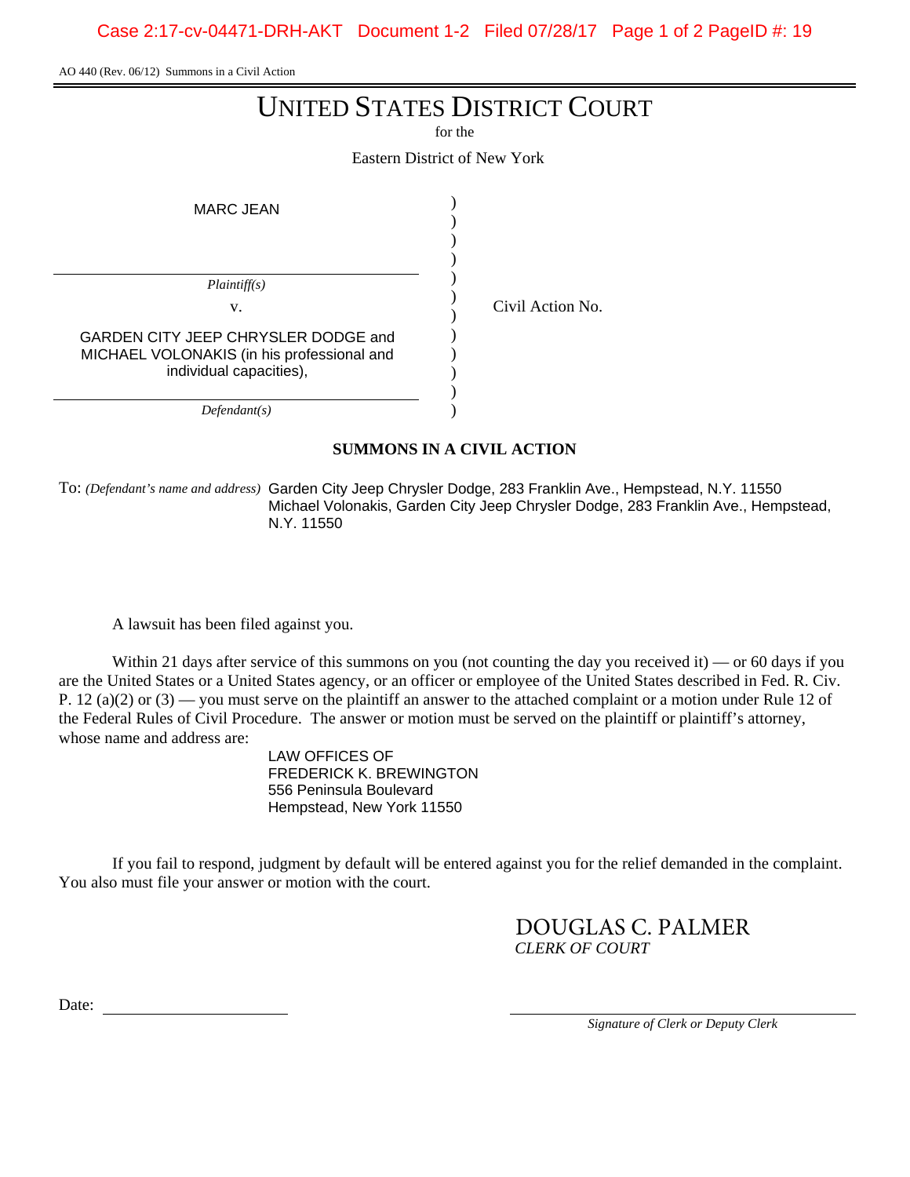AO 440 (Rev. 06/12) Summons in a Civil Action

# UNITED STATES DISTRICT COURT

for the

Eastern District of New York

MARC JEAN

*Plaintiff(s)*

v.

GARDEN CITY JEEP CHRYSLER DODGE and MICHAEL VOLONAKIS (in his professional and individual capacities),

*Defendant(s)*

Civil Action No.

## SUMMONS IN A CIVIL ACTION

To: *(Defendant's name and address)* Garden City Jeep Chrysler Dodge, 283 Franklin Ave., Hempstead, N.Y. 11550
Michael Volonakis, Garden City Jeep Chrysler Dodge, 283 Franklin Ave., Hempstead, N.Y. 11550

A lawsuit has been filed against you.

Within 21 days after service of this summons on you (not counting the day you received it) — or 60 days if you are the United States or a United States agency, or an officer or employee of the United States described in Fed. R. Civ. P. 12 (a)(2) or (3) — you must serve on the plaintiff an answer to the attached complaint or a motion under Rule 12 of the Federal Rules of Civil Procedure. The answer or motion must be served on the plaintiff or plaintiff's attorney, whose name and address are:

LAW OFFICES OF
FREDERICK K. BREWINGTON
556 Peninsula Boulevard
Hempstead, New York 11550

If you fail to respond, judgment by default will be entered against you for the relief demanded in the complaint. You also must file your answer or motion with the court.

DOUGLAS C. PALMER
*CLERK OF COURT*

Date: ____________________

____________________
*Signature of Clerk or Deputy Clerk*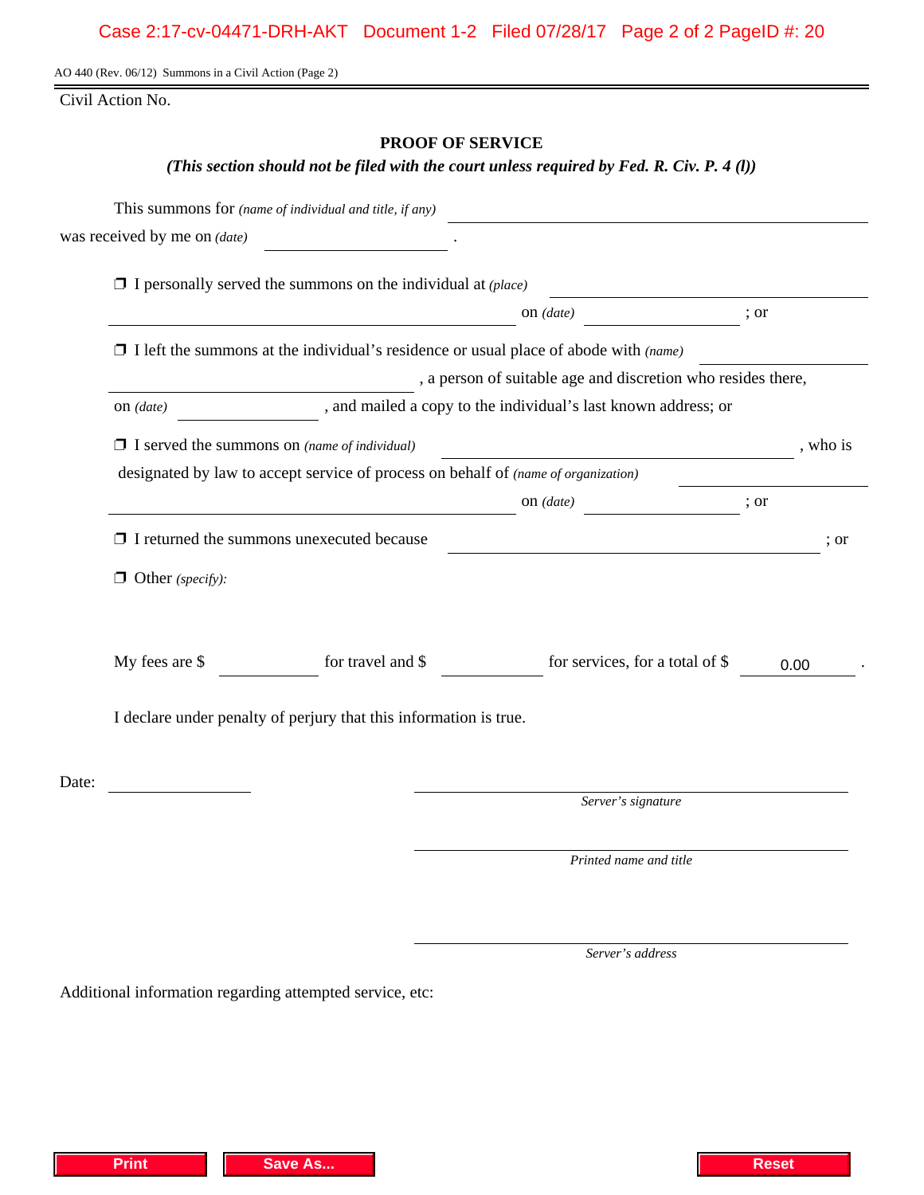AO 440 (Rev. 06/12) Summons in a Civil Action (Page 2)

Civil Action No.

## PROOF OF SERVICE

***(This section should not be filed with the court unless required by Fed. R. Civ. P. 4 (l))***

This summons for *(name of individual and title, if any)* \_\_\_\_\_\_\_\_\_\_\_\_\_\_\_\_\_\_\_\_\_\_\_\_\_\_\_\_\_\_\_\_\_\_\_\_\_\_\_\_

was received by me on *(date)* \_\_\_\_\_\_\_\_\_\_\_\_\_\_\_\_\_\_\_\_ .

❒ I personally served the summons on the individual at *(place)* \_\_\_\_\_\_\_\_\_\_\_\_\_\_\_\_\_\_\_\_\_\_\_\_\_\_\_\_\_\_\_\_\_\_\_\_\_\_\_\_ on *(date)* \_\_\_\_\_\_\_\_\_\_\_\_\_\_\_\_ ; or

❒ I left the summons at the individual's residence or usual place of abode with *(name)* \_\_\_\_\_\_\_\_\_\_\_\_\_\_\_\_\_\_\_\_\_\_\_\_\_\_\_\_\_\_\_\_\_\_\_\_\_\_\_\_ , a person of suitable age and discretion who resides there,

on *(date)* \_\_\_\_\_\_\_\_\_\_\_\_\_\_\_\_ , and mailed a copy to the individual's last known address; or

❒ I served the summons on *(name of individual)* \_\_\_\_\_\_\_\_\_\_\_\_\_\_\_\_\_\_\_\_\_\_\_\_\_\_\_\_\_\_\_\_\_\_\_\_\_\_\_\_ , who is designated by law to accept service of process on behalf of *(name of organization)* \_\_\_\_\_\_\_\_\_\_\_\_\_\_\_\_\_\_\_\_\_\_\_\_\_\_\_\_\_\_\_\_\_\_\_\_\_\_\_\_ on *(date)* \_\_\_\_\_\_\_\_\_\_\_\_\_\_\_\_ ; or

❒ I returned the summons unexecuted because \_\_\_\_\_\_\_\_\_\_\_\_\_\_\_\_\_\_\_\_\_\_\_\_\_\_\_\_\_\_\_\_\_\_\_\_\_\_\_\_ ; or

❒ Other *(specify)*:

My fees are $ \_\_\_\_\_\_\_\_\_\_ for travel and $ \_\_\_\_\_\_\_\_\_\_ for services, for a total of $ 0.00 .

I declare under penalty of perjury that this information is true.

Date: \_\_\_\_\_\_\_\_\_\_\_\_\_\_\_\_

\_\_\_\_\_\_\_\_\_\_\_\_\_\_\_\_\_\_\_\_\_\_\_\_\_\_\_\_\_\_\_\_\_\_\_\_\_\_\_\_
*Server's signature*

\_\_\_\_\_\_\_\_\_\_\_\_\_\_\_\_\_\_\_\_\_\_\_\_\_\_\_\_\_\_\_\_\_\_\_\_\_\_\_\_
*Printed name and title*

\_\_\_\_\_\_\_\_\_\_\_\_\_\_\_\_\_\_\_\_\_\_\_\_\_\_\_\_\_\_\_\_\_\_\_\_\_\_\_\_
*Server's address*

Additional information regarding attempted service, etc:

Print | Save As... | Reset